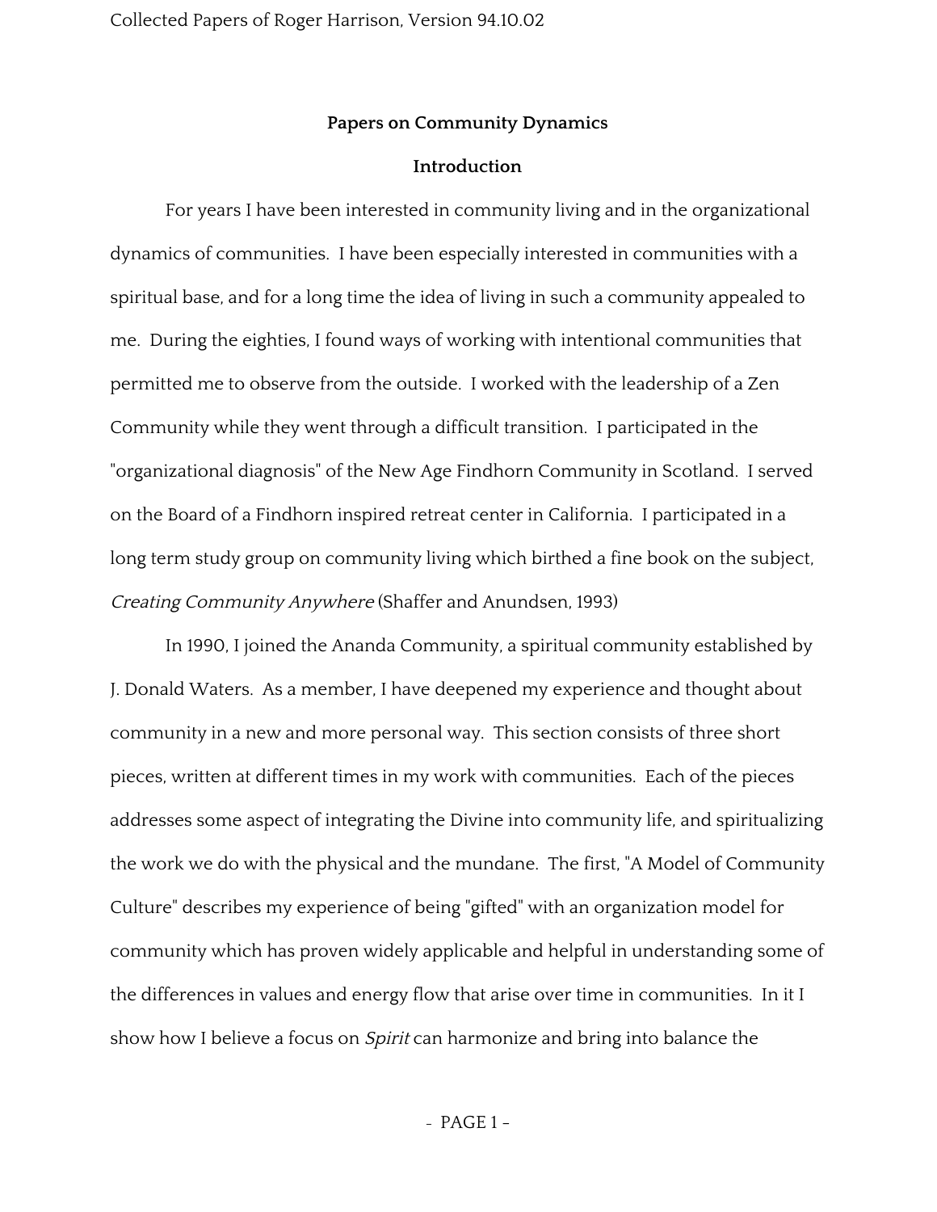## Papers on Community Dynamics

### Introduction

For years I have been interested in community living and in the organizational dynamics of communities. I have been especially interested in communities with a spiritual base, and for a long time the idea of living in such a community appealed to me. During the eighties, I found ways of working with intentional communities that permitted me to observe from the outside. I worked with the leadership of a Zen Community while they went through a difficult transition. I participated in the "organizational diagnosis" of the New Age Findhorn Community in Scotland. I served on the Board of a Findhorn inspired retreat center in California. I participated in a long term study group on community living which birthed a fine book on the subject, *Creating Community Anywhere* (Shaffer and Anundsen, 1993)

In 1990, I joined the Ananda Community, a spiritual community established by J. Donald Waters. As a member, I have deepened my experience and thought about community in a new and more personal way. This section consists of three short pieces, written at different times in my work with communities. Each of the pieces addresses some aspect of integrating the Divine into community life, and spiritualizing the work we do with the physical and the mundane. The first, "A Model of Community Culture" describes my experience of being "gifted" with an organization model for community which has proven widely applicable and helpful in understanding some of the differences in values and energy flow that arise over time in communities. In it I show how I believe a focus on *Spirit* can harmonize and bring into balance the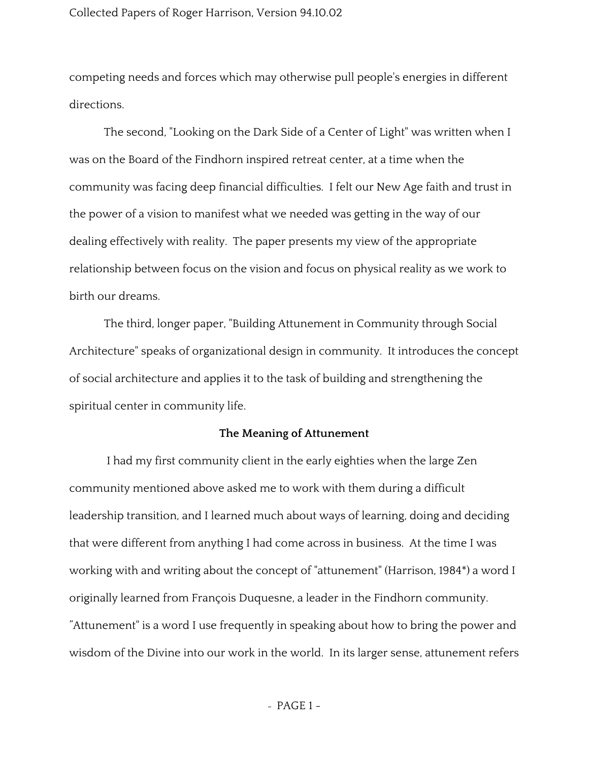competing needs and forces which may otherwise pull people's energies in different directions.

The second, "Looking on the Dark Side of a Center of Light" was written when I was on the Board of the Findhorn inspired retreat center, at a time when the community was facing deep financial difficulties. I felt our New Age faith and trust in the power of a vision to manifest what we needed was getting in the way of our dealing effectively with reality. The paper presents my view of the appropriate relationship between focus on the vision and focus on physical reality as we work to birth our dreams.

The third, longer paper, "Building Attunement in Community through Social Architecture" speaks of organizational design in community. It introduces the concept of social architecture and applies it to the task of building and strengthening the spiritual center in community life.

**The Meaning of Attunement**

I had my first community client in the early eighties when the large Zen community mentioned above asked me to work with them during a difficult leadership transition, and I learned much about ways of learning, doing and deciding that were different from anything I had come across in business. At the time I was working with and writing about the concept of "attunement" (Harrison, 1984*) a word I originally learned from François Duquesne, a leader in the Findhorn community. "Attunement" is a word I use frequently in speaking about how to bring the power and wisdom of the Divine into our work in the world. In its larger sense, attunement refers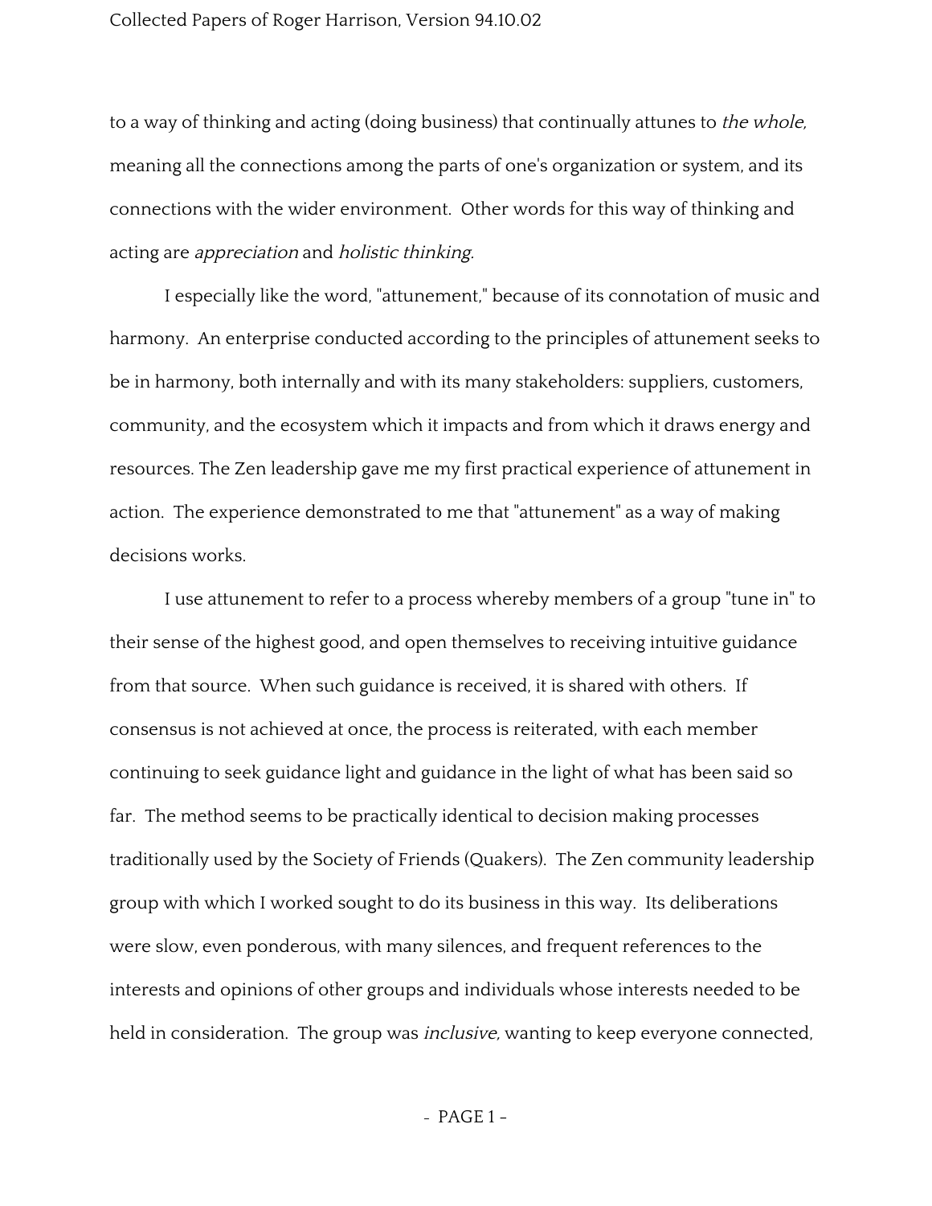to a way of thinking and acting (doing business) that continually attunes to *the whole,* meaning all the connections among the parts of one's organization or system, and its connections with the wider environment. Other words for this way of thinking and acting are *appreciation* and *holistic thinking*.

I especially like the word, "attunement," because of its connotation of music and harmony. An enterprise conducted according to the principles of attunement seeks to be in harmony, both internally and with its many stakeholders: suppliers, customers, community, and the ecosystem which it impacts and from which it draws energy and resources. The Zen leadership gave me my first practical experience of attunement in action. The experience demonstrated to me that "attunement" as a way of making decisions works.

I use attunement to refer to a process whereby members of a group "tune in" to their sense of the highest good, and open themselves to receiving intuitive guidance from that source. When such guidance is received, it is shared with others. If consensus is not achieved at once, the process is reiterated, with each member continuing to seek guidance light and guidance in the light of what has been said so far. The method seems to be practically identical to decision making processes traditionally used by the Society of Friends (Quakers). The Zen community leadership group with which I worked sought to do its business in this way. Its deliberations were slow, even ponderous, with many silences, and frequent references to the interests and opinions of other groups and individuals whose interests needed to be held in consideration. The group was *inclusive,* wanting to keep everyone connected,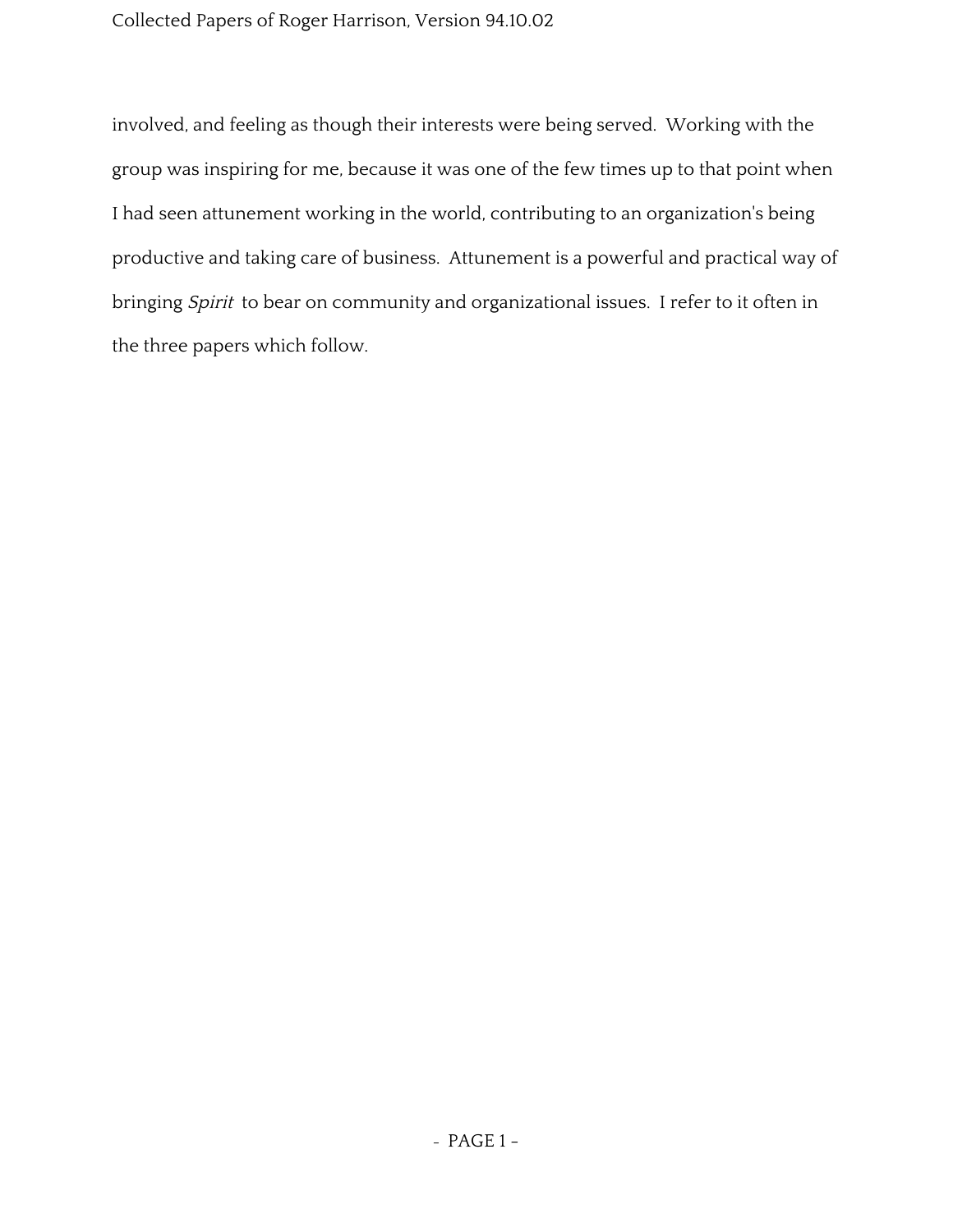involved, and feeling as though their interests were being served. Working with the group was inspiring for me, because it was one of the few times up to that point when I had seen attunement working in the world, contributing to an organization's being productive and taking care of business. Attunement is a powerful and practical way of bringing *Spirit* to bear on community and organizational issues. I refer to it often in the three papers which follow.